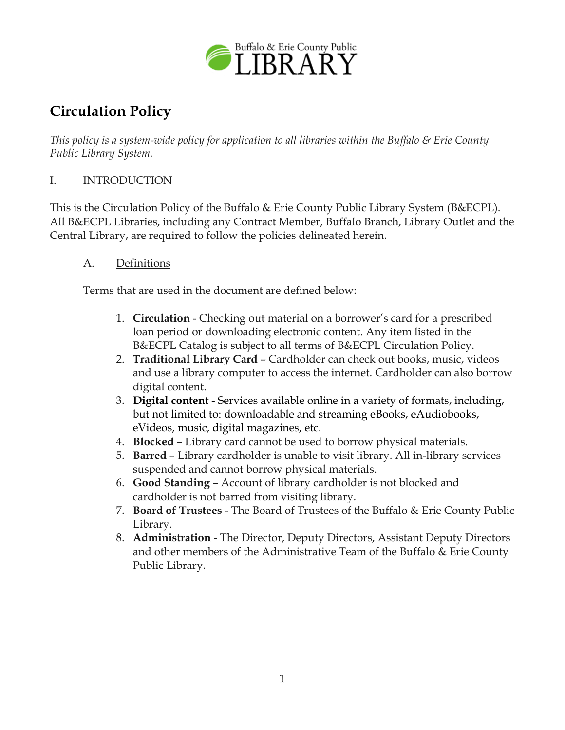Buffalo & Erie County Public LIBRARY

# Circulation Policy

*This policy is a system-wide policy for application to all libraries within the Buffalo & Erie County Public Library System.*

## I. INTRODUCTION

This is the Circulation Policy of the Buffalo & Erie County Public Library System (B&ECPL). All B&ECPL Libraries, including any Contract Member, Buffalo Branch, Library Outlet and the Central Library, are required to follow the policies delineated herein.

### A. Definitions

Terms that are used in the document are defined below:

1. **Circulation** - Checking out material on a borrower's card for a prescribed loan period or downloading electronic content. Any item listed in the B&ECPL Catalog is subject to all terms of B&ECPL Circulation Policy.
2. **Traditional Library Card** – Cardholder can check out books, music, videos and use a library computer to access the internet. Cardholder can also borrow digital content.
3. **Digital content** - Services available online in a variety of formats, including, but not limited to: downloadable and streaming eBooks, eAudiobooks, eVideos, music, digital magazines, etc.
4. **Blocked** – Library card cannot be used to borrow physical materials.
5. **Barred** – Library cardholder is unable to visit library. All in-library services suspended and cannot borrow physical materials.
6. **Good Standing** – Account of library cardholder is not blocked and cardholder is not barred from visiting library.
7. **Board of Trustees** - The Board of Trustees of the Buffalo & Erie County Public Library.
8. **Administration** - The Director, Deputy Directors, Assistant Deputy Directors and other members of the Administrative Team of the Buffalo & Erie County Public Library.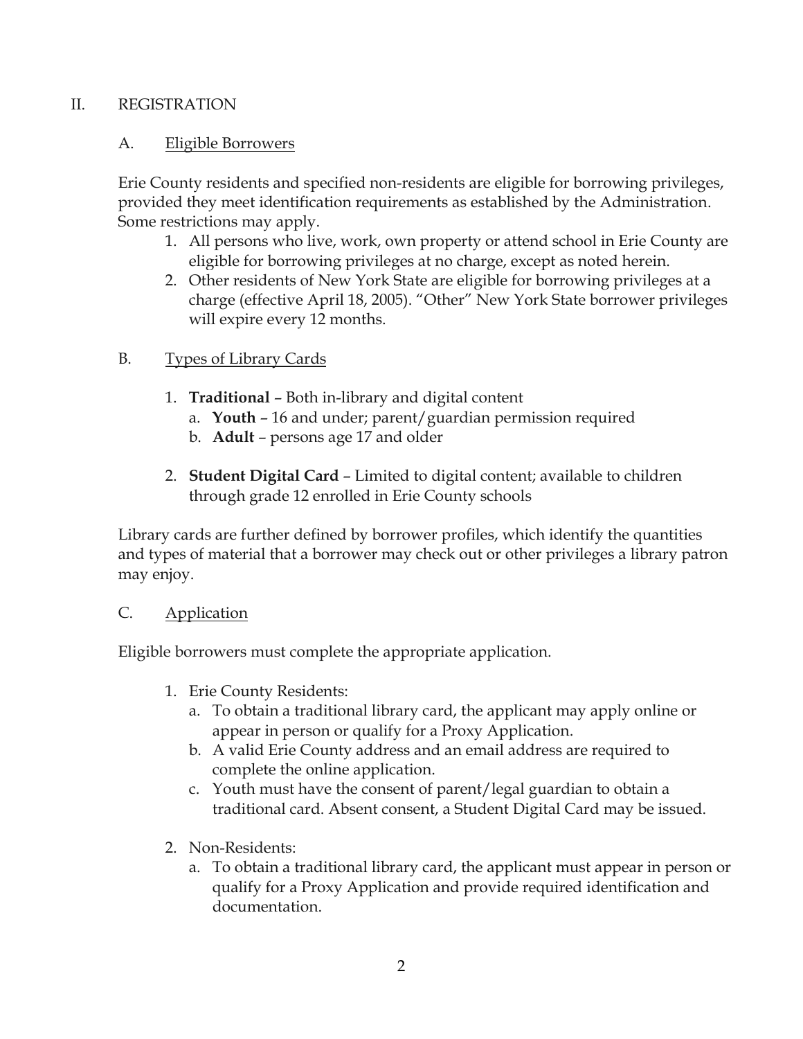## II. REGISTRATION

### A. Eligible Borrowers

Erie County residents and specified non-residents are eligible for borrowing privileges, provided they meet identification requirements as established by the Administration. Some restrictions may apply.

1. All persons who live, work, own property or attend school in Erie County are eligible for borrowing privileges at no charge, except as noted herein.
2. Other residents of New York State are eligible for borrowing privileges at a charge (effective April 18, 2005). "Other" New York State borrower privileges will expire every 12 months.

### B. Types of Library Cards

1. **Traditional** – Both in-library and digital content
   a. **Youth** – 16 and under; parent/guardian permission required
   b. **Adult** – persons age 17 and older

2. **Student Digital Card** – Limited to digital content; available to children through grade 12 enrolled in Erie County schools

Library cards are further defined by borrower profiles, which identify the quantities and types of material that a borrower may check out or other privileges a library patron may enjoy.

### C. Application

Eligible borrowers must complete the appropriate application.

1. Erie County Residents:
   a. To obtain a traditional library card, the applicant may apply online or appear in person or qualify for a Proxy Application.
   b. A valid Erie County address and an email address are required to complete the online application.
   c. Youth must have the consent of parent/legal guardian to obtain a traditional card. Absent consent, a Student Digital Card may be issued.

2. Non-Residents:
   a. To obtain a traditional library card, the applicant must appear in person or qualify for a Proxy Application and provide required identification and documentation.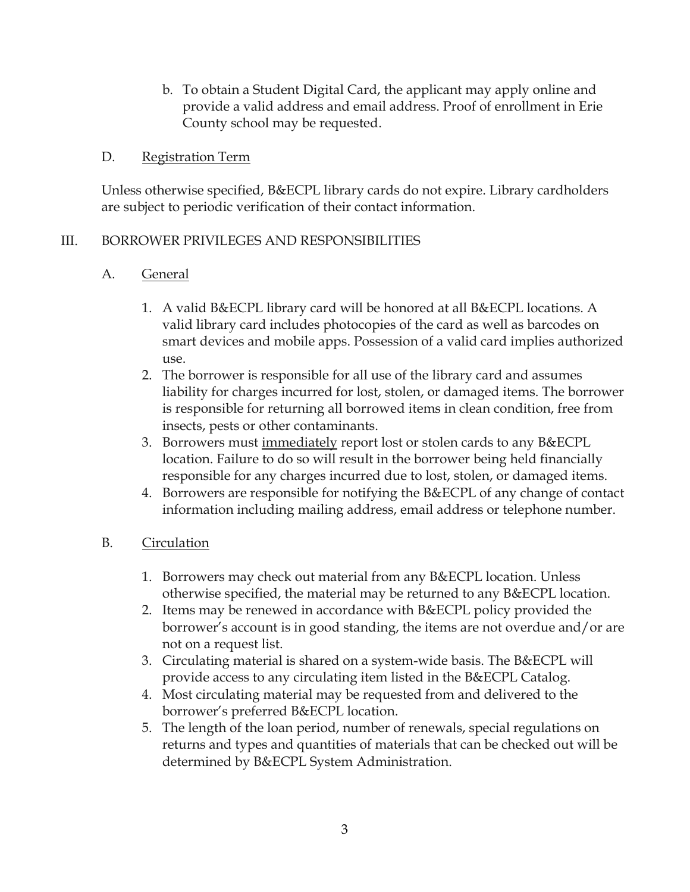b. To obtain a Student Digital Card, the applicant may apply online and provide a valid address and email address. Proof of enrollment in Erie County school may be requested.

D. Registration Term

Unless otherwise specified, B&ECPL library cards do not expire. Library cardholders are subject to periodic verification of their contact information.

## III. BORROWER PRIVILEGES AND RESPONSIBILITIES

### A. General

1. A valid B&ECPL library card will be honored at all B&ECPL locations. A valid library card includes photocopies of the card as well as barcodes on smart devices and mobile apps. Possession of a valid card implies authorized use.
2. The borrower is responsible for all use of the library card and assumes liability for charges incurred for lost, stolen, or damaged items. The borrower is responsible for returning all borrowed items in clean condition, free from insects, pests or other contaminants.
3. Borrowers must immediately report lost or stolen cards to any B&ECPL location. Failure to do so will result in the borrower being held financially responsible for any charges incurred due to lost, stolen, or damaged items.
4. Borrowers are responsible for notifying the B&ECPL of any change of contact information including mailing address, email address or telephone number.

### B. Circulation

1. Borrowers may check out material from any B&ECPL location. Unless otherwise specified, the material may be returned to any B&ECPL location.
2. Items may be renewed in accordance with B&ECPL policy provided the borrower's account is in good standing, the items are not overdue and/or are not on a request list.
3. Circulating material is shared on a system-wide basis. The B&ECPL will provide access to any circulating item listed in the B&ECPL Catalog.
4. Most circulating material may be requested from and delivered to the borrower's preferred B&ECPL location.
5. The length of the loan period, number of renewals, special regulations on returns and types and quantities of materials that can be checked out will be determined by B&ECPL System Administration.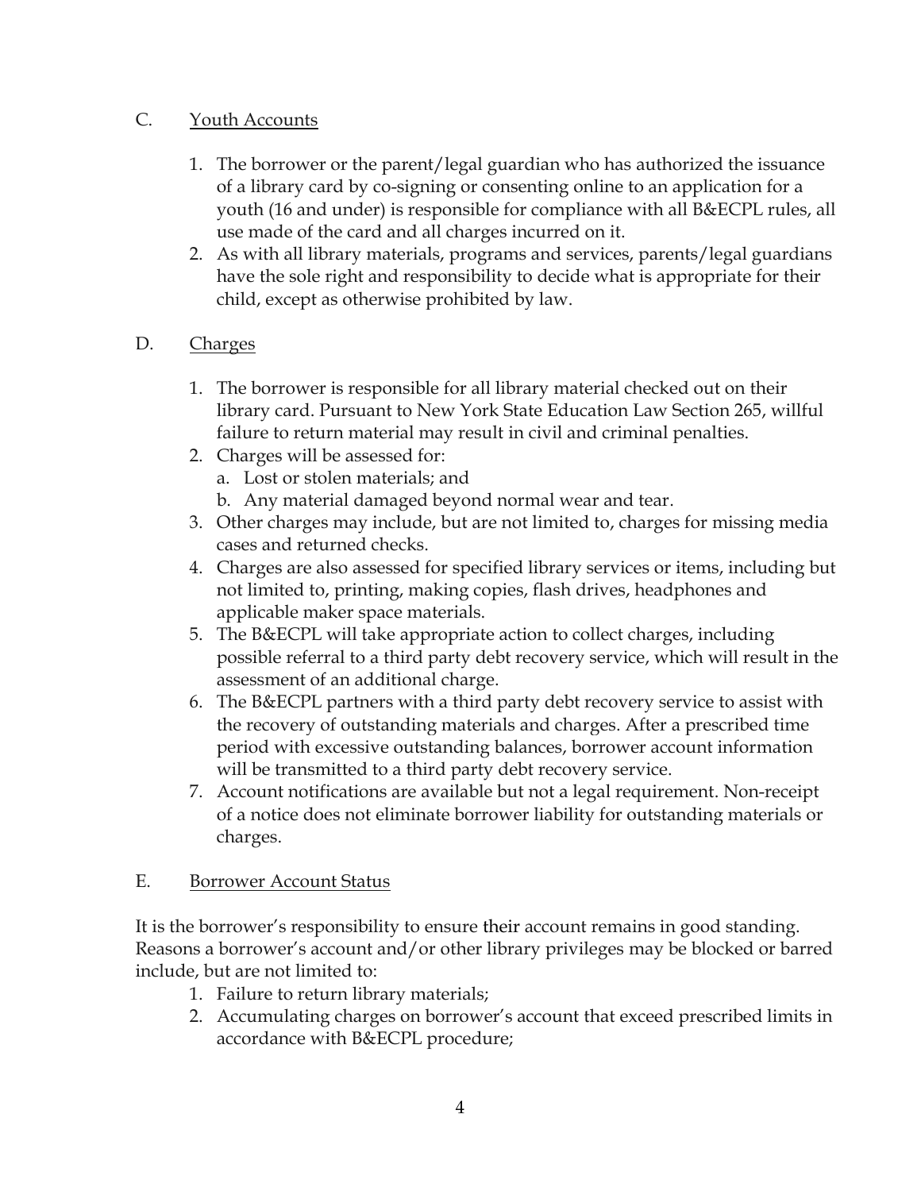## C. Youth Accounts

1. The borrower or the parent/legal guardian who has authorized the issuance of a library card by co-signing or consenting online to an application for a youth (16 and under) is responsible for compliance with all B&ECPL rules, all use made of the card and all charges incurred on it.
2. As with all library materials, programs and services, parents/legal guardians have the sole right and responsibility to decide what is appropriate for their child, except as otherwise prohibited by law.

## D. Charges

1. The borrower is responsible for all library material checked out on their library card. Pursuant to New York State Education Law Section 265, willful failure to return material may result in civil and criminal penalties.
2. Charges will be assessed for:
   a. Lost or stolen materials; and
   b. Any material damaged beyond normal wear and tear.
3. Other charges may include, but are not limited to, charges for missing media cases and returned checks.
4. Charges are also assessed for specified library services or items, including but not limited to, printing, making copies, flash drives, headphones and applicable maker space materials.
5. The B&ECPL will take appropriate action to collect charges, including possible referral to a third party debt recovery service, which will result in the assessment of an additional charge.
6. The B&ECPL partners with a third party debt recovery service to assist with the recovery of outstanding materials and charges. After a prescribed time period with excessive outstanding balances, borrower account information will be transmitted to a third party debt recovery service.
7. Account notifications are available but not a legal requirement. Non-receipt of a notice does not eliminate borrower liability for outstanding materials or charges.

## E. Borrower Account Status

It is the borrower's responsibility to ensure their account remains in good standing. Reasons a borrower's account and/or other library privileges may be blocked or barred include, but are not limited to:

1. Failure to return library materials;
2. Accumulating charges on borrower's account that exceed prescribed limits in accordance with B&ECPL procedure;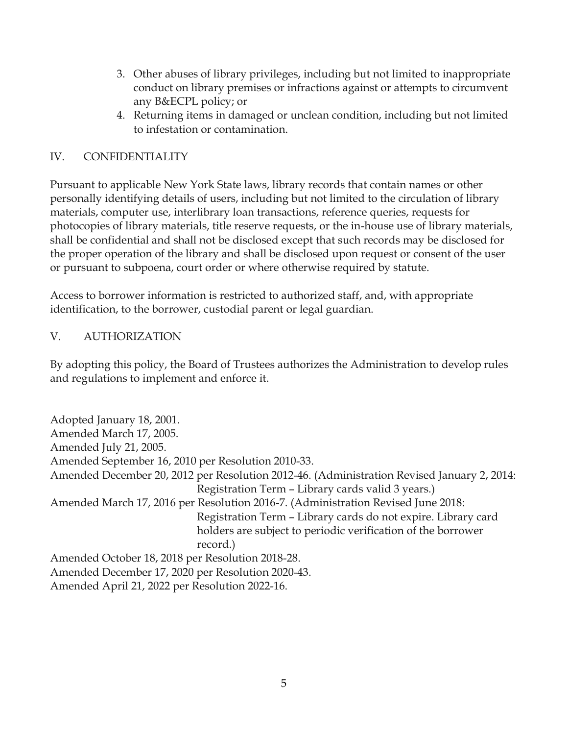3. Other abuses of library privileges, including but not limited to inappropriate conduct on library premises or infractions against or attempts to circumvent any B&ECPL policy; or
4. Returning items in damaged or unclean condition, including but not limited to infestation or contamination.

## IV. CONFIDENTIALITY

Pursuant to applicable New York State laws, library records that contain names or other personally identifying details of users, including but not limited to the circulation of library materials, computer use, interlibrary loan transactions, reference queries, requests for photocopies of library materials, title reserve requests, or the in-house use of library materials, shall be confidential and shall not be disclosed except that such records may be disclosed for the proper operation of the library and shall be disclosed upon request or consent of the user or pursuant to subpoena, court order or where otherwise required by statute.

Access to borrower information is restricted to authorized staff, and, with appropriate identification, to the borrower, custodial parent or legal guardian.

## V. AUTHORIZATION

By adopting this policy, the Board of Trustees authorizes the Administration to develop rules and regulations to implement and enforce it.

Adopted January 18, 2001.
Amended March 17, 2005.
Amended July 21, 2005.
Amended September 16, 2010 per Resolution 2010-33.
Amended December 20, 2012 per Resolution 2012-46. (Administration Revised January 2, 2014: Registration Term – Library cards valid 3 years.)
Amended March 17, 2016 per Resolution 2016-7. (Administration Revised June 2018: Registration Term – Library cards do not expire. Library card holders are subject to periodic verification of the borrower record.)
Amended October 18, 2018 per Resolution 2018-28.
Amended December 17, 2020 per Resolution 2020-43.
Amended April 21, 2022 per Resolution 2022-16.